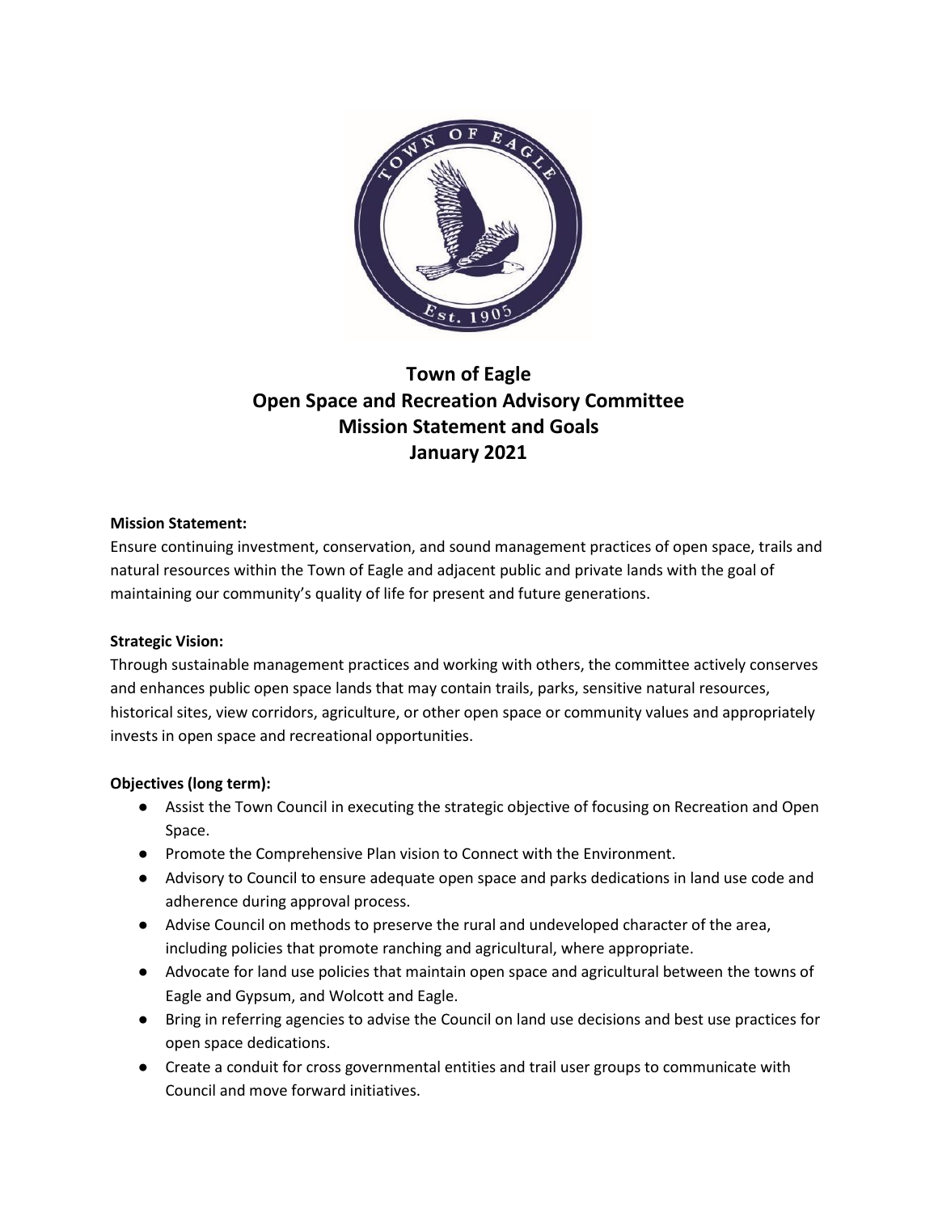# Town of Eagle
## Open Space and Recreation Advisory Committee
## Mission Statement and Goals
## January 2021

**Mission Statement:**

Ensure continuing investment, conservation, and sound management practices of open space, trails and natural resources within the Town of Eagle and adjacent public and private lands with the goal of maintaining our community's quality of life for present and future generations.

**Strategic Vision:**

Through sustainable management practices and working with others, the committee actively conserves and enhances public open space lands that may contain trails, parks, sensitive natural resources, historical sites, view corridors, agriculture, or other open space or community values and appropriately invests in open space and recreational opportunities.

**Objectives (long term):**

- Assist the Town Council in executing the strategic objective of focusing on Recreation and Open Space.
- Promote the Comprehensive Plan vision to Connect with the Environment.
- Advisory to Council to ensure adequate open space and parks dedications in land use code and adherence during approval process.
- Advise Council on methods to preserve the rural and undeveloped character of the area, including policies that promote ranching and agricultural, where appropriate.
- Advocate for land use policies that maintain open space and agricultural between the towns of Eagle and Gypsum, and Wolcott and Eagle.
- Bring in referring agencies to advise the Council on land use decisions and best use practices for open space dedications.
- Create a conduit for cross governmental entities and trail user groups to communicate with Council and move forward initiatives.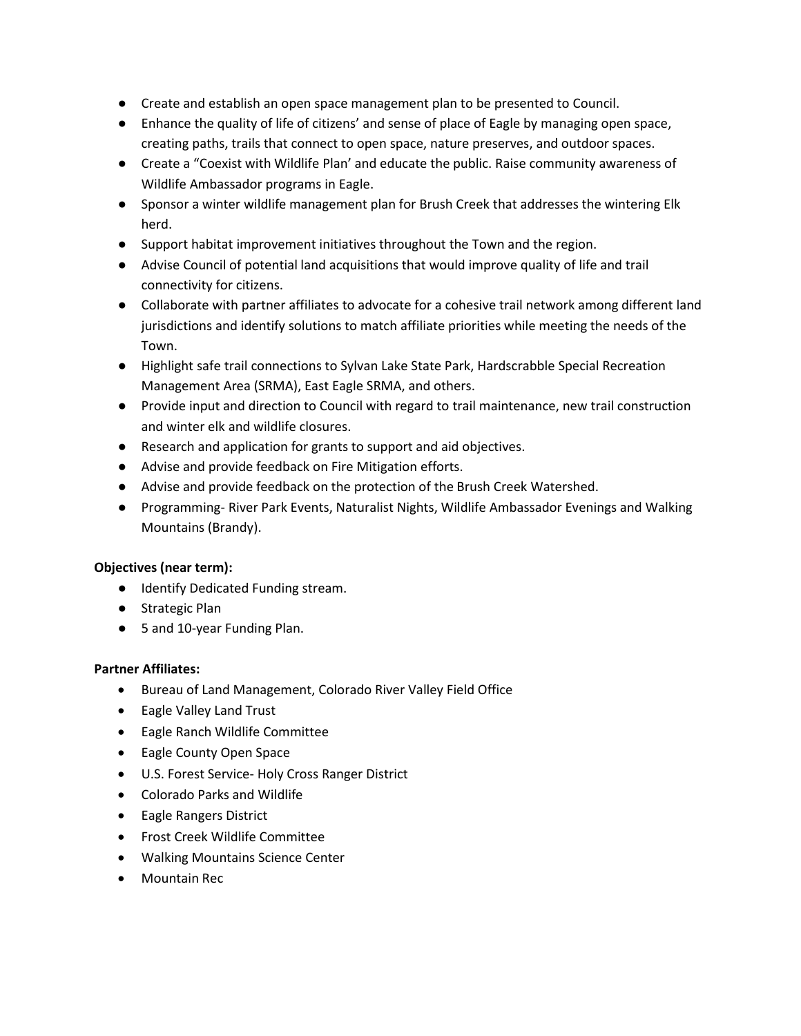- Create and establish an open space management plan to be presented to Council.
- Enhance the quality of life of citizens' and sense of place of Eagle by managing open space, creating paths, trails that connect to open space, nature preserves, and outdoor spaces.
- Create a "Coexist with Wildlife Plan' and educate the public. Raise community awareness of Wildlife Ambassador programs in Eagle.
- Sponsor a winter wildlife management plan for Brush Creek that addresses the wintering Elk herd.
- Support habitat improvement initiatives throughout the Town and the region.
- Advise Council of potential land acquisitions that would improve quality of life and trail connectivity for citizens.
- Collaborate with partner affiliates to advocate for a cohesive trail network among different land jurisdictions and identify solutions to match affiliate priorities while meeting the needs of the Town.
- Highlight safe trail connections to Sylvan Lake State Park, Hardscrabble Special Recreation Management Area (SRMA), East Eagle SRMA, and others.
- Provide input and direction to Council with regard to trail maintenance, new trail construction and winter elk and wildlife closures.
- Research and application for grants to support and aid objectives.
- Advise and provide feedback on Fire Mitigation efforts.
- Advise and provide feedback on the protection of the Brush Creek Watershed.
- Programming- River Park Events, Naturalist Nights, Wildlife Ambassador Evenings and Walking Mountains (Brandy).

**Objectives (near term):**

- Identify Dedicated Funding stream.
- Strategic Plan
- 5 and 10-year Funding Plan.

**Partner Affiliates:**

- Bureau of Land Management, Colorado River Valley Field Office
- Eagle Valley Land Trust
- Eagle Ranch Wildlife Committee
- Eagle County Open Space
- U.S. Forest Service- Holy Cross Ranger District
- Colorado Parks and Wildlife
- Eagle Rangers District
- Frost Creek Wildlife Committee
- Walking Mountains Science Center
- Mountain Rec